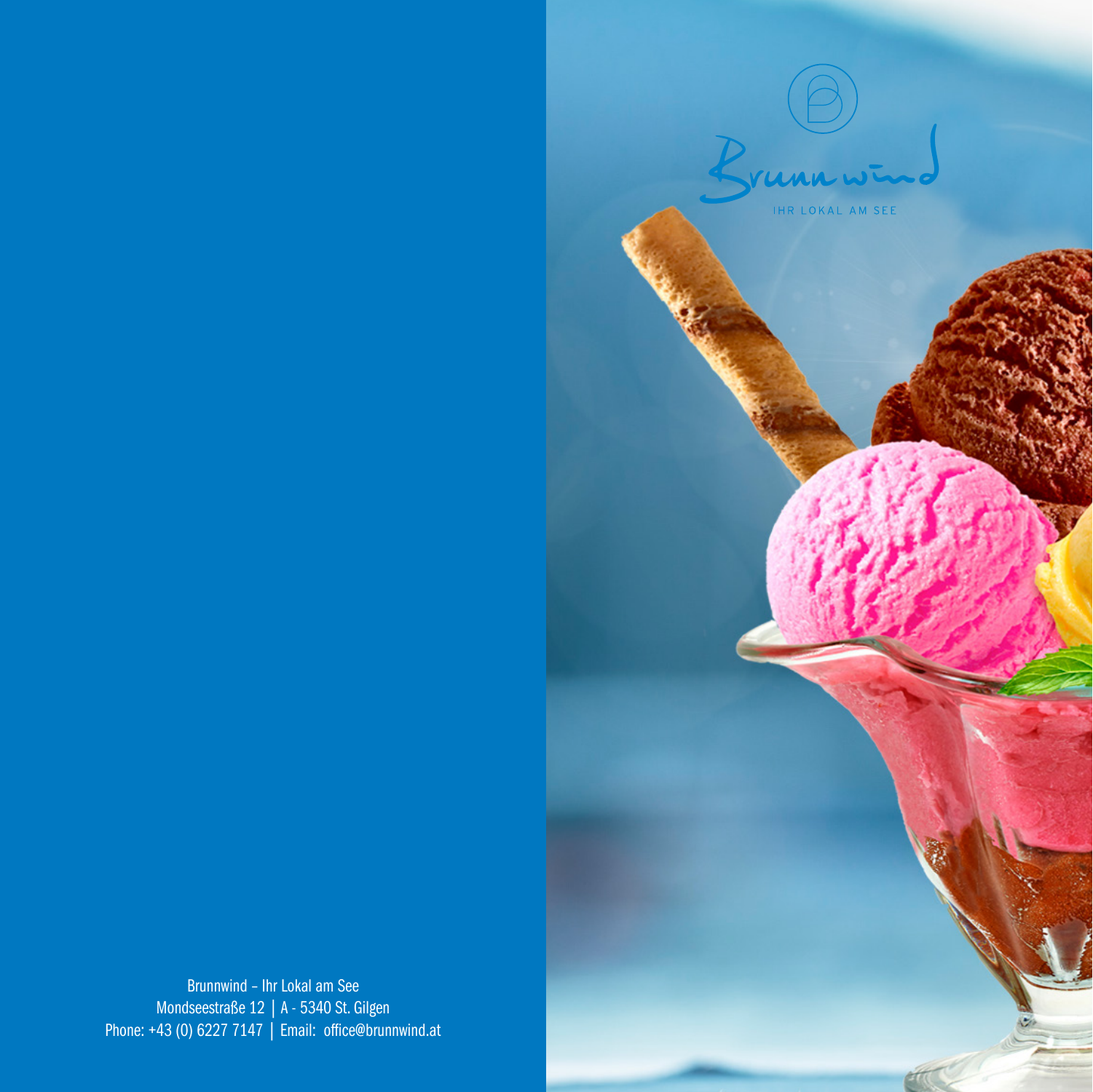Brunnwind

IHR LOKAL AM SEE

Brunnwind – Ihr Lokal am See
Mondseestraße 12 | A - 5340 St. Gilgen
Phone: +43 (0) 6227 7147 | Email: office@brunnwind.at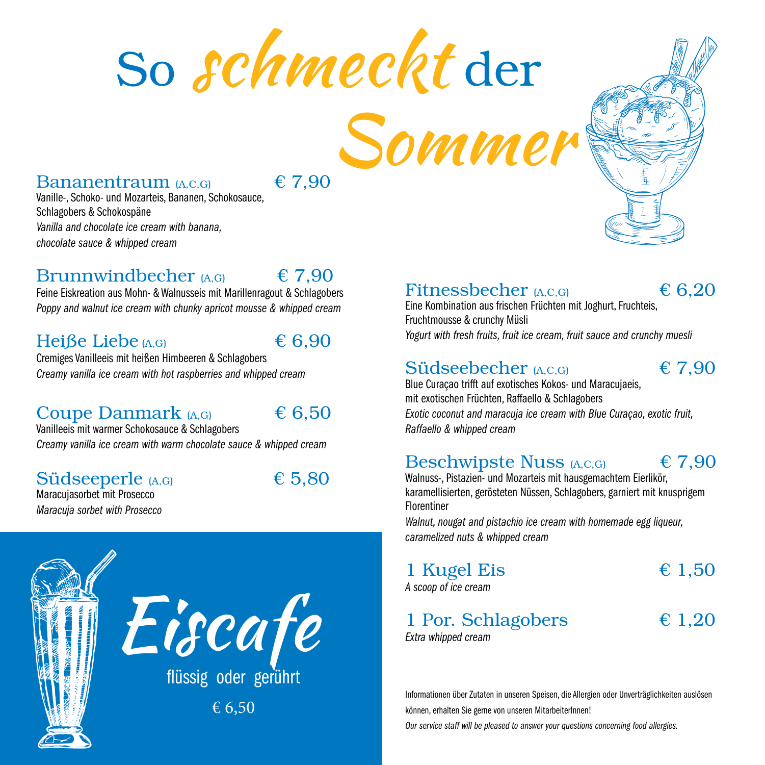# So *schmeckt* der *Sommer*

## Bananentraum (A,C,G) € 7,90

Vanille-, Schoko- und Mozarteis, Bananen, Schokosauce, Schlagobers & Schokospäne

*Vanilla and chocolate ice cream with banana, chocolate sauce & whipped cream*

## Brunnwindbecher (A,G) € 7,90

Feine Eiskreation aus Mohn- & Walnusseis mit Marillenragout & Schlagobers

*Poppy and walnut ice cream with chunky apricot mousse & whipped cream*

## Heiße Liebe (A,G) € 6,90

Cremiges Vanilleeis mit heißen Himbeeren & Schlagobers

*Creamy vanilla ice cream with hot raspberries and whipped cream*

## Coupe Danmark (A,G) € 6,50

Vanilleeis mit warmer Schokosauce & Schlagobers

*Creamy vanilla ice cream with warm chocolate sauce & whipped cream*

## Südseeperle (A,G) € 5,80

Maracujasorbet mit Prosecco

*Maracuja sorbet with Prosecco*

## *Eiscafe*

flüssig oder gerührt

€ 6,50

## Fitnessbecher (A,C,G) € 6,20

Eine Kombination aus frischen Früchten mit Joghurt, Fruchteis, Fruchtmousse & crunchy Müsli

*Yogurt with fresh fruits, fruit ice cream, fruit sauce and crunchy muesli*

## Südseebecher (A,C,G) € 7,90

Blue Curaçao trifft auf exotisches Kokos- und Maracujaeis, mit exotischen Früchten, Raffaello & Schlagobers

*Exotic coconut and maracuja ice cream with Blue Curaçao, exotic fruit, Raffaello & whipped cream*

## Beschwipste Nuss (A,C,G) € 7,90

Walnuss-, Pistazien- und Mozarteis mit hausgemachtem Eierlikör, karamellisierten, gerösteten Nüssen, Schlagobers, garniert mit knusprigem Florentiner

*Walnut, nougat and pistachio ice cream with homemade egg liqueur, caramelized nuts & whipped cream*

## 1 Kugel Eis € 1,50

*A scoop of ice cream*

## 1 Por. Schlagobers € 1,20

*Extra whipped cream*

Informationen über Zutaten in unseren Speisen, die Allergien oder Unverträglichkeiten auslösen können, erhalten Sie gerne von unseren MitarbeiterInnen!

*Our service staff will be pleased to answer your questions concerning food allergies.*